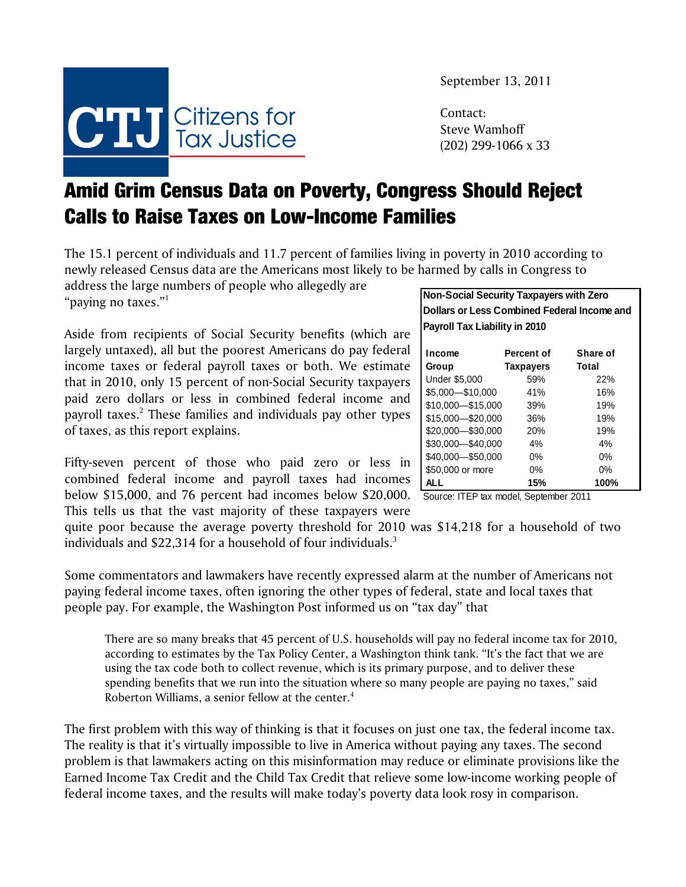Citizens for Tax Justice

September 13, 2011

Contact:
Steve Wamhoff
(202) 299-1066 x 33

# Amid Grim Census Data on Poverty, Congress Should Reject Calls to Raise Taxes on Low-Income Families

The 15.1 percent of individuals and 11.7 percent of families living in poverty in 2010 according to newly released Census data are the Americans most likely to be harmed by calls in Congress to address the large numbers of people who allegedly are "paying no taxes."[1]

Aside from recipients of Social Security benefits (which are largely untaxed), all but the poorest Americans do pay federal income taxes or federal payroll taxes or both. We estimate that in 2010, only 15 percent of non-Social Security taxpayers paid zero dollars or less in combined federal income and payroll taxes.[2] These families and individuals pay other types of taxes, as this report explains.

**Non-Social Security Taxpayers with Zero Dollars or Less Combined Federal Income and Payroll Tax Liability in 2010**

| Income Group | Percent of Taxpayers | Share of Total |
|---|---|---|
| Under $5,000 | 59% | 22% |
| $5,000—$10,000 | 41% | 16% |
| $10,000—$15,000 | 39% | 19% |
| $15,000—$20,000 | 36% | 19% |
| $20,000—$30,000 | 20% | 19% |
| $30,000—$40,000 | 4% | 4% |
| $40,000—$50,000 | 0% | 0% |
| $50,000 or more | 0% | 0% |
| **ALL** | **15%** | **100%** |

Source: ITEP tax model, September 2011

Fifty-seven percent of those who paid zero or less in combined federal income and payroll taxes had incomes below $15,000, and 76 percent had incomes below $20,000. This tells us that the vast majority of these taxpayers were quite poor because the average poverty threshold for 2010 was $14,218 for a household of two individuals and $22,314 for a household of four individuals.[3]

Some commentators and lawmakers have recently expressed alarm at the number of Americans not paying federal income taxes, often ignoring the other types of federal, state and local taxes that people pay. For example, the Washington Post informed us on "tax day" that

> There are so many breaks that 45 percent of U.S. households will pay no federal income tax for 2010, according to estimates by the Tax Policy Center, a Washington think tank. "It's the fact that we are using the tax code both to collect revenue, which is its primary purpose, and to deliver these spending benefits that we run into the situation where so many people are paying no taxes," said Roberton Williams, a senior fellow at the center.[4]

The first problem with this way of thinking is that it focuses on just one tax, the federal income tax. The reality is that it's virtually impossible to live in America without paying any taxes. The second problem is that lawmakers acting on this misinformation may reduce or eliminate provisions like the Earned Income Tax Credit and the Child Tax Credit that relieve some low-income working people of federal income taxes, and the results will make today's poverty data look rosy in comparison.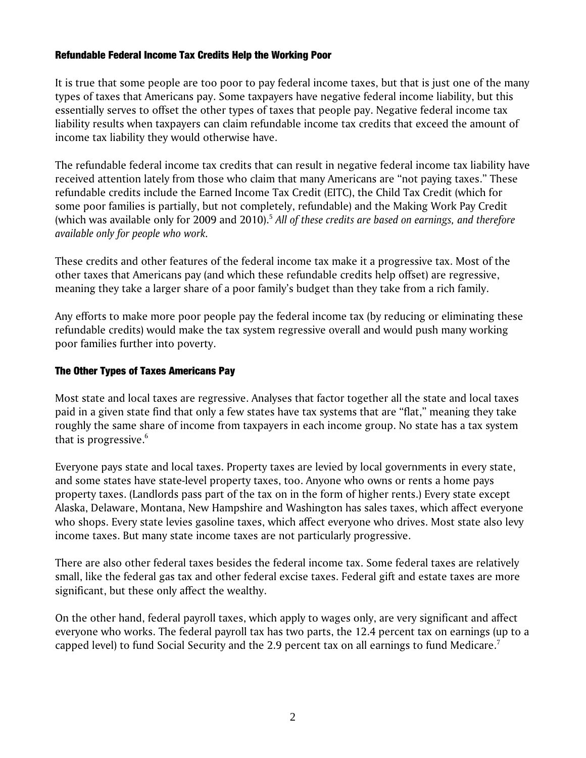### Refundable Federal Income Tax Credits Help the Working Poor

It is true that some people are too poor to pay federal income taxes, but that is just one of the many types of taxes that Americans pay. Some taxpayers have negative federal income liability, but this essentially serves to offset the other types of taxes that people pay. Negative federal income tax liability results when taxpayers can claim refundable income tax credits that exceed the amount of income tax liability they would otherwise have.

The refundable federal income tax credits that can result in negative federal income tax liability have received attention lately from those who claim that many Americans are "not paying taxes." These refundable credits include the Earned Income Tax Credit (EITC), the Child Tax Credit (which for some poor families is partially, but not completely, refundable) and the Making Work Pay Credit (which was available only for 2009 and 2010).[5] *All of these credits are based on earnings, and therefore available only for people who work.*

These credits and other features of the federal income tax make it a progressive tax. Most of the other taxes that Americans pay (and which these refundable credits help offset) are regressive, meaning they take a larger share of a poor family's budget than they take from a rich family.

Any efforts to make more poor people pay the federal income tax (by reducing or eliminating these refundable credits) would make the tax system regressive overall and would push many working poor families further into poverty.

### The Other Types of Taxes Americans Pay

Most state and local taxes are regressive. Analyses that factor together all the state and local taxes paid in a given state find that only a few states have tax systems that are "flat," meaning they take roughly the same share of income from taxpayers in each income group. No state has a tax system that is progressive.[6]

Everyone pays state and local taxes. Property taxes are levied by local governments in every state, and some states have state-level property taxes, too. Anyone who owns or rents a home pays property taxes. (Landlords pass part of the tax on in the form of higher rents.) Every state except Alaska, Delaware, Montana, New Hampshire and Washington has sales taxes, which affect everyone who shops. Every state levies gasoline taxes, which affect everyone who drives. Most state also levy income taxes. But many state income taxes are not particularly progressive.

There are also other federal taxes besides the federal income tax. Some federal taxes are relatively small, like the federal gas tax and other federal excise taxes. Federal gift and estate taxes are more significant, but these only affect the wealthy.

On the other hand, federal payroll taxes, which apply to wages only, are very significant and affect everyone who works. The federal payroll tax has two parts, the 12.4 percent tax on earnings (up to a capped level) to fund Social Security and the 2.9 percent tax on all earnings to fund Medicare.[7]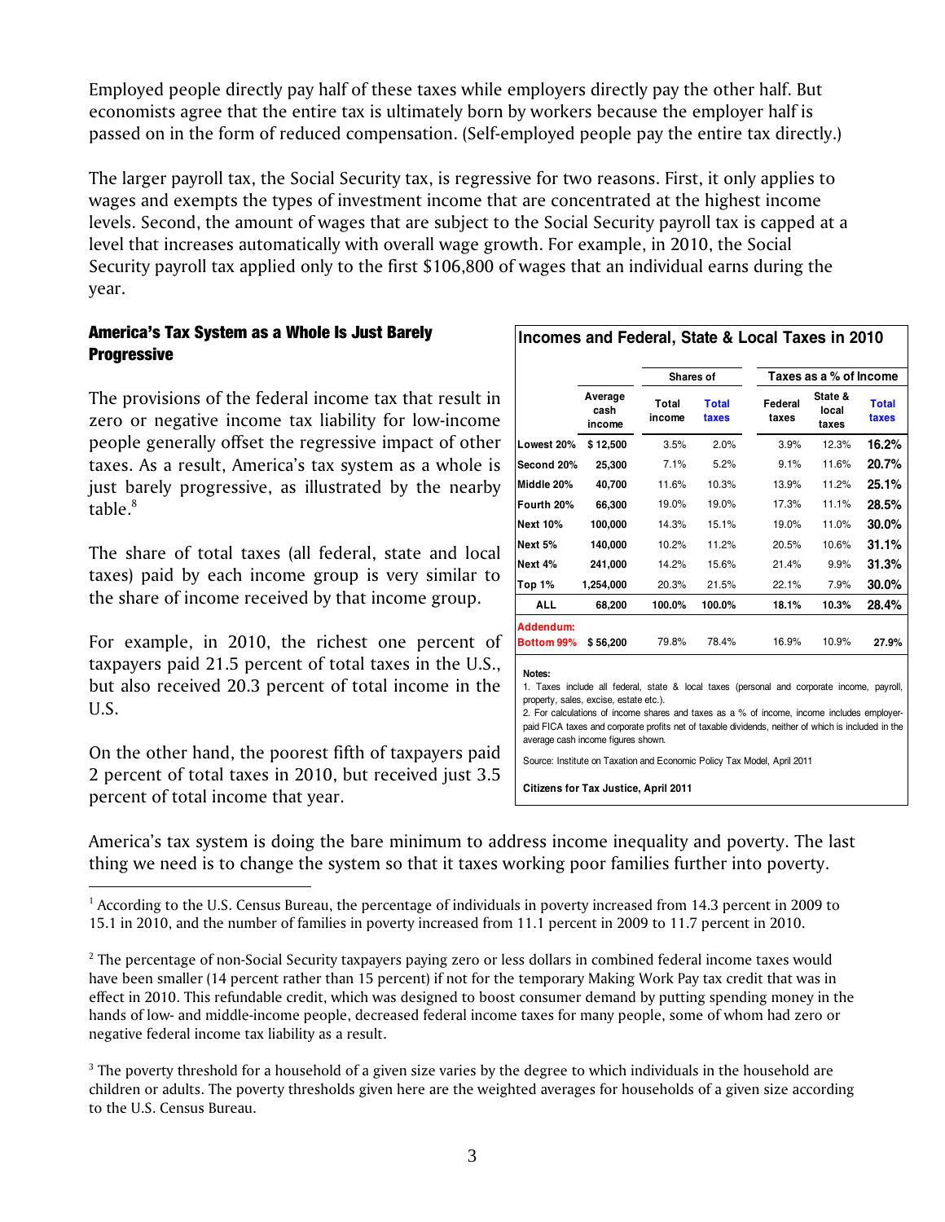Employed people directly pay half of these taxes while employers directly pay the other half. But economists agree that the entire tax is ultimately born by workers because the employer half is passed on in the form of reduced compensation. (Self-employed people pay the entire tax directly.)

The larger payroll tax, the Social Security tax, is regressive for two reasons. First, it only applies to wages and exempts the types of investment income that are concentrated at the highest income levels. Second, the amount of wages that are subject to the Social Security payroll tax is capped at a level that increases automatically with overall wage growth. For example, in 2010, the Social Security payroll tax applied only to the first $106,800 of wages that an individual earns during the year.

### America's Tax System as a Whole Is Just Barely Progressive

The provisions of the federal income tax that result in zero or negative income tax liability for low-income people generally offset the regressive impact of other taxes. As a result, America's tax system as a whole is just barely progressive, as illustrated by the nearby table.[8]

The share of total taxes (all federal, state and local taxes) paid by each income group is very similar to the share of income received by that income group.

For example, in 2010, the richest one percent of taxpayers paid 21.5 percent of total taxes in the U.S., but also received 20.3 percent of total income in the U.S.

On the other hand, the poorest fifth of taxpayers paid 2 percent of total taxes in 2010, but received just 3.5 percent of total income that year.

**Incomes and Federal, State & Local Taxes in 2010**

| | | Shares of | | Taxes as a % of Income | | |
|---|---|---|---|---|---|---|
| | Average cash income | Total income | Total taxes | Federal taxes | State & local taxes | Total taxes |
| Lowest 20% | $ 12,500 | 3.5% | 2.0% | 3.9% | 12.3% | **16.2%** |
| Second 20% | 25,300 | 7.1% | 5.2% | 9.1% | 11.6% | **20.7%** |
| Middle 20% | 40,700 | 11.6% | 10.3% | 13.9% | 11.2% | **25.1%** |
| Fourth 20% | 66,300 | 19.0% | 19.0% | 17.3% | 11.1% | **28.5%** |
| Next 10% | 100,000 | 14.3% | 15.1% | 19.0% | 11.0% | **30.0%** |
| Next 5% | 140,000 | 10.2% | 11.2% | 20.5% | 10.6% | **31.1%** |
| Next 4% | 241,000 | 14.2% | 15.6% | 21.4% | 9.9% | **31.3%** |
| Top 1% | 1,254,000 | 20.3% | 21.5% | 22.1% | 7.9% | **30.0%** |
| **ALL** | **68,200** | **100.0%** | **100.0%** | **18.1%** | **10.3%** | **28.4%** |
| **Addendum: Bottom 99%** | **$ 56,200** | 79.8% | 78.4% | 16.9% | 10.9% | **27.9%** |

**Notes:**
1. Taxes include all federal, state & local taxes (personal and corporate income, payroll, property, sales, excise, estate etc.).
2. For calculations of income shares and taxes as a % of income, income includes employer-paid FICA taxes and corporate profits net of taxable dividends, neither of which is included in the average cash income figures shown.

Source: Institute on Taxation and Economic Policy Tax Model, April 2011

**Citizens for Tax Justice, April 2011**

America's tax system is doing the bare minimum to address income inequality and poverty. The last thing we need is to change the system so that it taxes working poor families further into poverty.

---

[1] According to the U.S. Census Bureau, the percentage of individuals in poverty increased from 14.3 percent in 2009 to 15.1 in 2010, and the number of families in poverty increased from 11.1 percent in 2009 to 11.7 percent in 2010.

[2] The percentage of non-Social Security taxpayers paying zero or less dollars in combined federal income taxes would have been smaller (14 percent rather than 15 percent) if not for the temporary Making Work Pay tax credit that was in effect in 2010. This refundable credit, which was designed to boost consumer demand by putting spending money in the hands of low- and middle-income people, decreased federal income taxes for many people, some of whom had zero or negative federal income tax liability as a result.

[3] The poverty threshold for a household of a given size varies by the degree to which individuals in the household are children or adults. The poverty thresholds given here are the weighted averages for households of a given size according to the U.S. Census Bureau.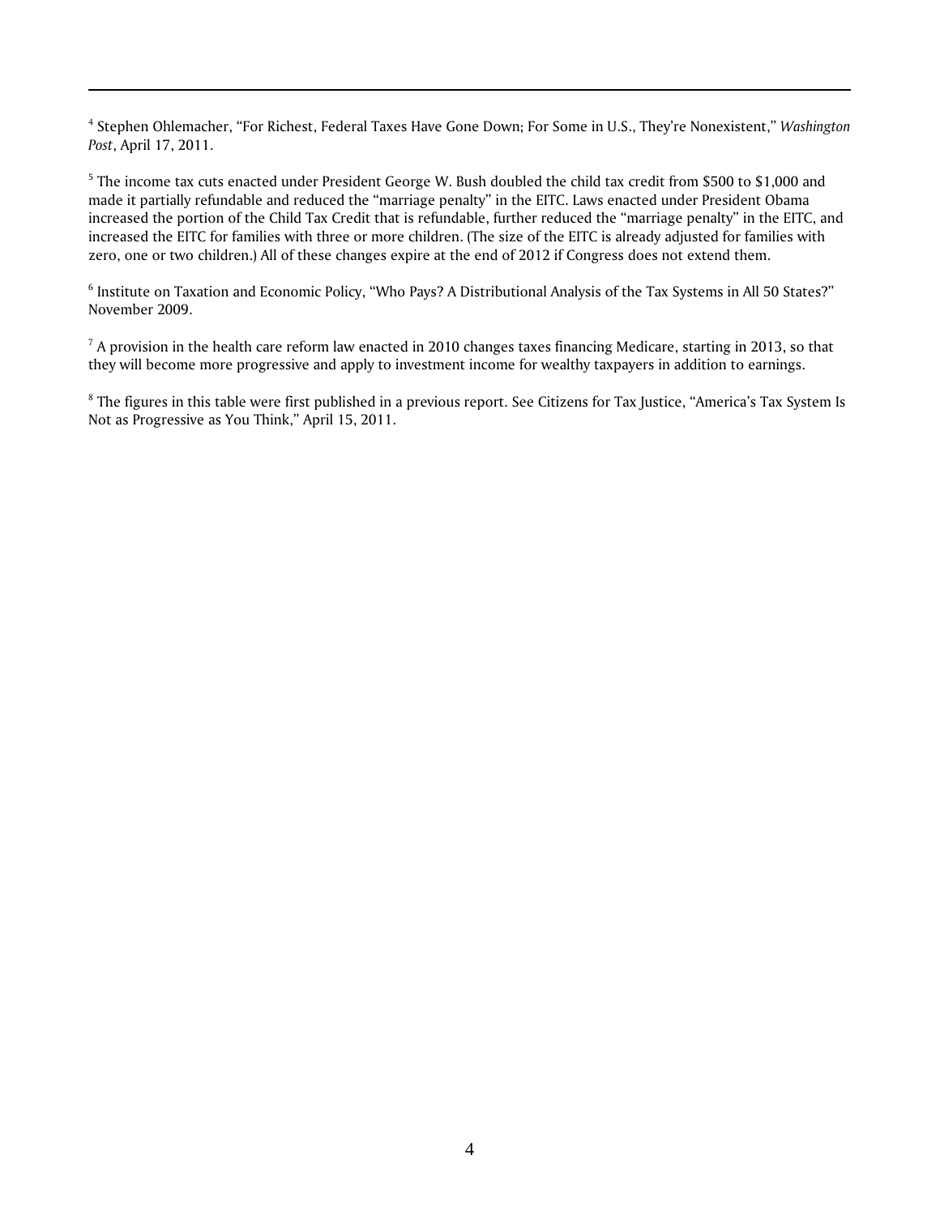[4] Stephen Ohlemacher, "For Richest, Federal Taxes Have Gone Down; For Some in U.S., They're Nonexistent," *Washington Post*, April 17, 2011.

[5] The income tax cuts enacted under President George W. Bush doubled the child tax credit from $500 to $1,000 and made it partially refundable and reduced the "marriage penalty" in the EITC. Laws enacted under President Obama increased the portion of the Child Tax Credit that is refundable, further reduced the "marriage penalty" in the EITC, and increased the EITC for families with three or more children. (The size of the EITC is already adjusted for families with zero, one or two children.) All of these changes expire at the end of 2012 if Congress does not extend them.

[6] Institute on Taxation and Economic Policy, "Who Pays? A Distributional Analysis of the Tax Systems in All 50 States?" November 2009.

[7] A provision in the health care reform law enacted in 2010 changes taxes financing Medicare, starting in 2013, so that they will become more progressive and apply to investment income for wealthy taxpayers in addition to earnings.

[8] The figures in this table were first published in a previous report. See Citizens for Tax Justice, "America's Tax System Is Not as Progressive as You Think," April 15, 2011.